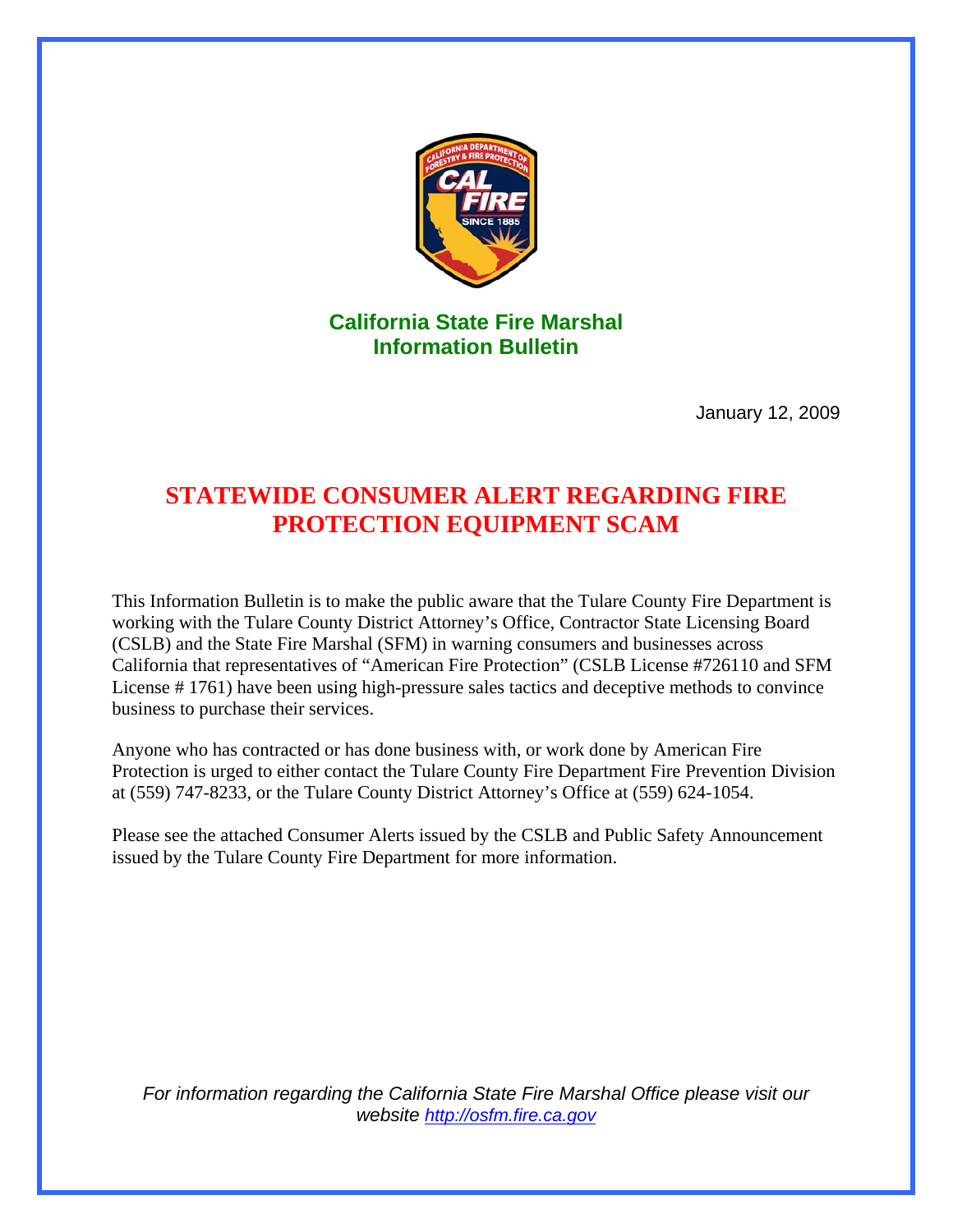## California State Fire Marshal
## Information Bulletin

January 12, 2009

# STATEWIDE CONSUMER ALERT REGARDING FIRE PROTECTION EQUIPMENT SCAM

This Information Bulletin is to make the public aware that the Tulare County Fire Department is working with the Tulare County District Attorney's Office, Contractor State Licensing Board (CSLB) and the State Fire Marshal (SFM) in warning consumers and businesses across California that representatives of "American Fire Protection" (CSLB License #726110 and SFM License # 1761) have been using high-pressure sales tactics and deceptive methods to convince business to purchase their services.

Anyone who has contracted or has done business with, or work done by American Fire Protection is urged to either contact the Tulare County Fire Department Fire Prevention Division at (559) 747-8233, or the Tulare County District Attorney's Office at (559) 624-1054.

Please see the attached Consumer Alerts issued by the CSLB and Public Safety Announcement issued by the Tulare County Fire Department for more information.

*For information regarding the California State Fire Marshal Office please visit our website [http://osfm.fire.ca.gov](http://osfm.fire.ca.gov)*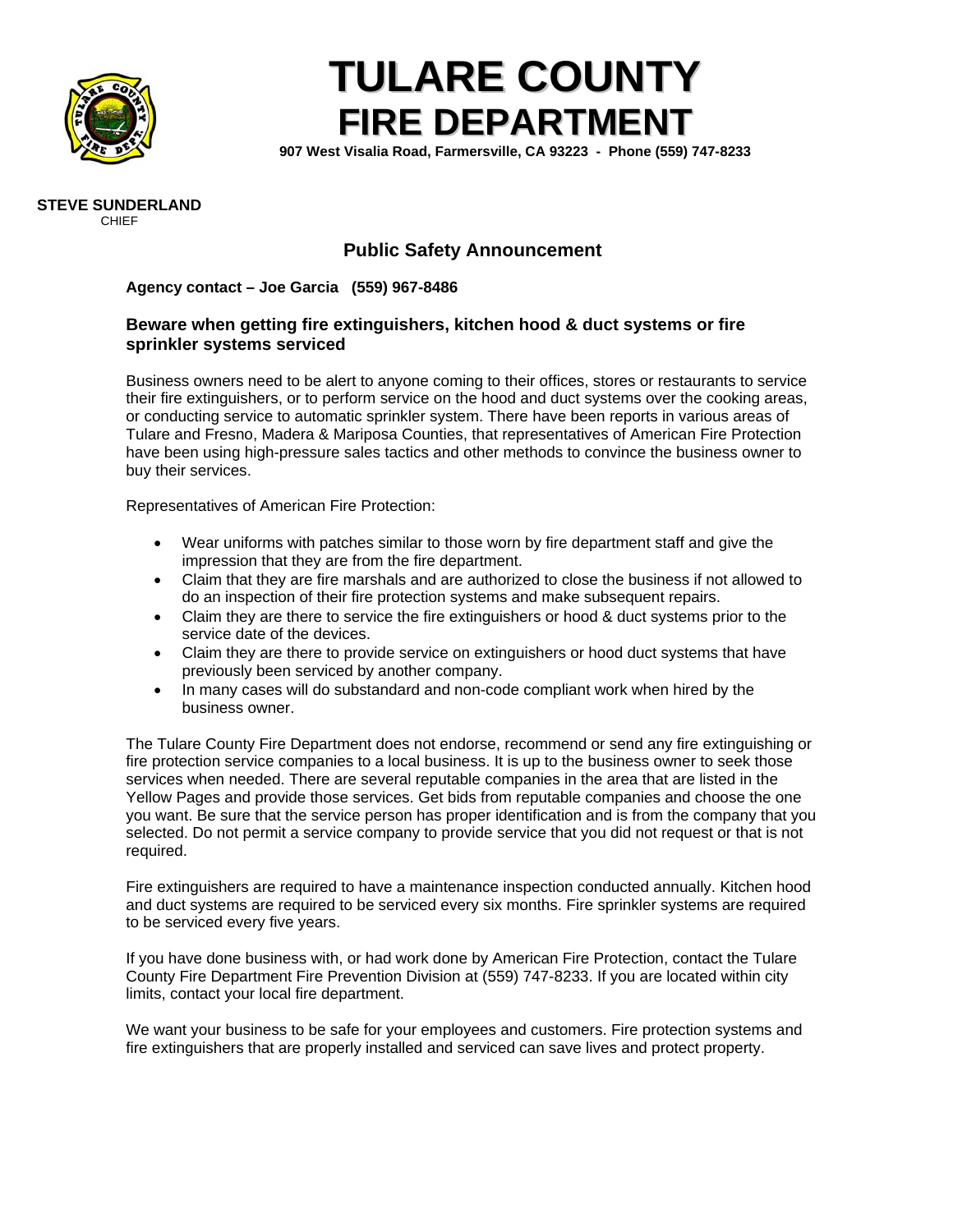# TULARE COUNTY
# FIRE DEPARTMENT

**907 West Visalia Road, Farmersville, CA 93223 - Phone (559) 747-8233**

**STEVE SUNDERLAND**
CHIEF

## Public Safety Announcement

**Agency contact – Joe Garcia (559) 967-8486**

### Beware when getting fire extinguishers, kitchen hood & duct systems or fire sprinkler systems serviced

Business owners need to be alert to anyone coming to their offices, stores or restaurants to service their fire extinguishers, or to perform service on the hood and duct systems over the cooking areas, or conducting service to automatic sprinkler system. There have been reports in various areas of Tulare and Fresno, Madera & Mariposa Counties, that representatives of American Fire Protection have been using high-pressure sales tactics and other methods to convince the business owner to buy their services.

Representatives of American Fire Protection:

- Wear uniforms with patches similar to those worn by fire department staff and give the impression that they are from the fire department.
- Claim that they are fire marshals and are authorized to close the business if not allowed to do an inspection of their fire protection systems and make subsequent repairs.
- Claim they are there to service the fire extinguishers or hood & duct systems prior to the service date of the devices.
- Claim they are there to provide service on extinguishers or hood duct systems that have previously been serviced by another company.
- In many cases will do substandard and non-code compliant work when hired by the business owner.

The Tulare County Fire Department does not endorse, recommend or send any fire extinguishing or fire protection service companies to a local business. It is up to the business owner to seek those services when needed. There are several reputable companies in the area that are listed in the Yellow Pages and provide those services. Get bids from reputable companies and choose the one you want. Be sure that the service person has proper identification and is from the company that you selected. Do not permit a service company to provide service that you did not request or that is not required.

Fire extinguishers are required to have a maintenance inspection conducted annually. Kitchen hood and duct systems are required to be serviced every six months. Fire sprinkler systems are required to be serviced every five years.

If you have done business with, or had work done by American Fire Protection, contact the Tulare County Fire Department Fire Prevention Division at (559) 747-8233. If you are located within city limits, contact your local fire department.

We want your business to be safe for your employees and customers. Fire protection systems and fire extinguishers that are properly installed and serviced can save lives and protect property.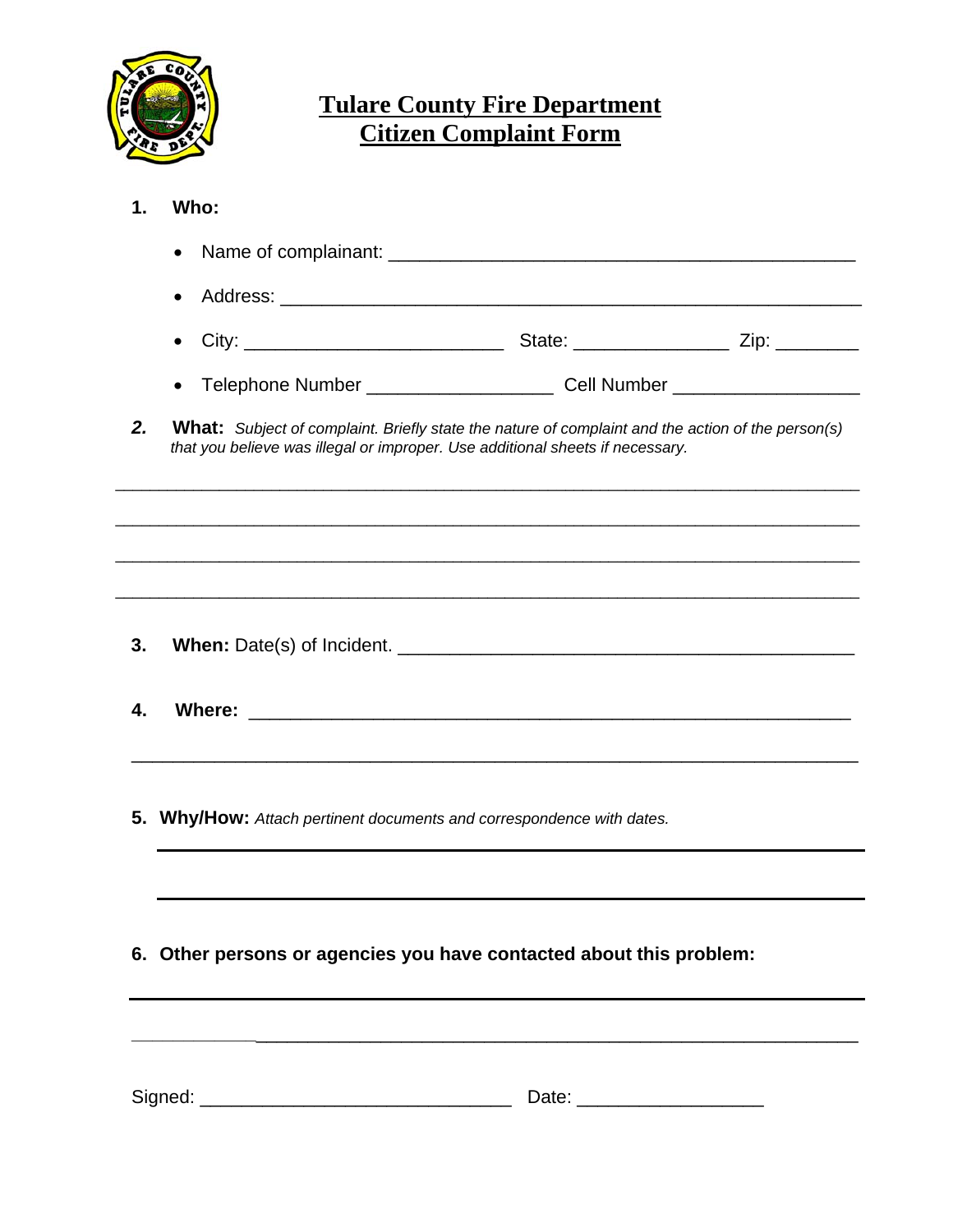# Tulare County Fire Department
## Citizen Complaint Form

**1. Who:**

- Name of complainant: ____________________________________________
- Address: _______________________________________________________
- City: ________________________ State: ______________ Zip: ________
- Telephone Number _________________ Cell Number _________________

***2.* What:** *Subject of complaint. Briefly state the nature of complaint and the action of the person(s) that you believe was illegal or improper. Use additional sheets if necessary.*

______________________________________________________________________

______________________________________________________________________

______________________________________________________________________

______________________________________________________________________

**3. When:** Date(s) of Incident. ___________________________________________

**4. Where:** ______________________________________________________

______________________________________________________________________

**5. Why/How:** *Attach pertinent documents and correspondence with dates.*

______________________________________________________________________

______________________________________________________________________

**6. Other persons or agencies you have contacted about this problem:**

______________________________________________________________________

______________________________________________________________________

Signed: _____________________________ Date: _________________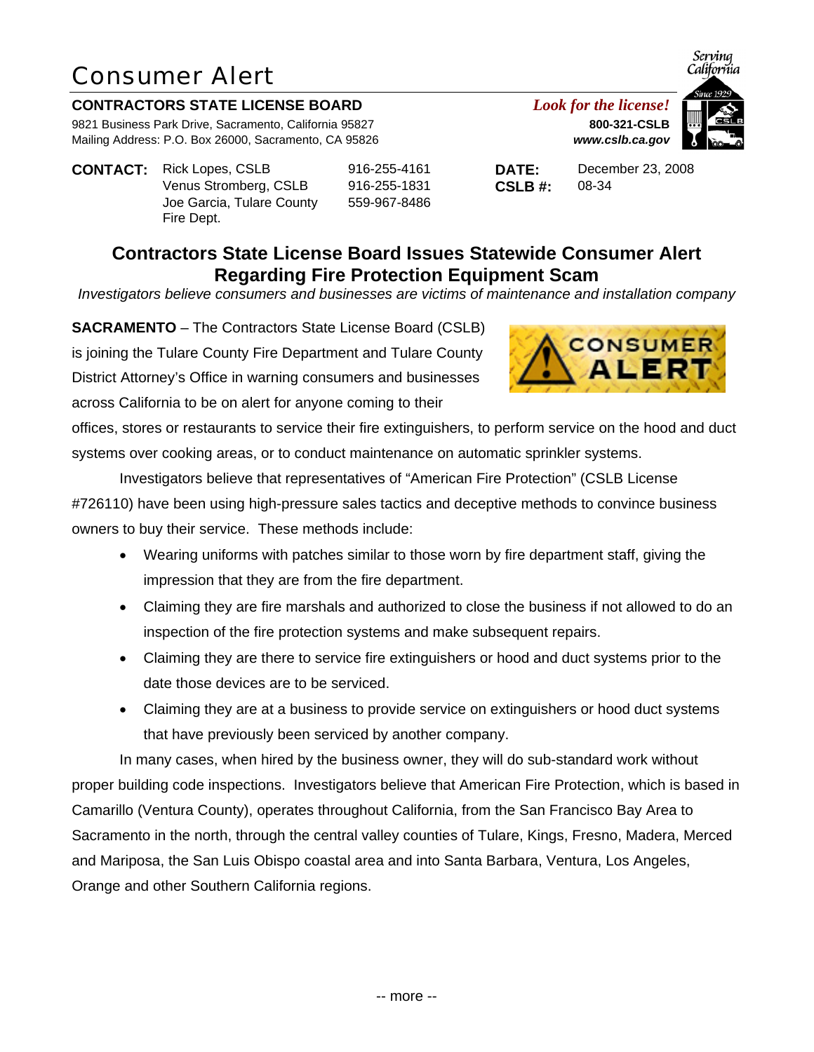# Consumer Alert

**CONTRACTORS STATE LICENSE BOARD**
9821 Business Park Drive, Sacramento, California 95827
Mailing Address: P.O. Box 26000, Sacramento, CA 95826

*Look for the license!*
**800-321-CSLB**
***www.cslb.ca.gov***

Serving California
Since 1929

| | | | | |
|---|---|---|---|---|
| **CONTACT:** | Rick Lopes, CSLB | 916-255-4161 | **DATE:** | December 23, 2008 |
| | Venus Stromberg, CSLB | 916-255-1831 | **CSLB #:** | 08-34 |
| | Joe Garcia, Tulare County Fire Dept. | 559-967-8486 | | |

## Contractors State License Board Issues Statewide Consumer Alert Regarding Fire Protection Equipment Scam

*Investigators believe consumers and businesses are victims of maintenance and installation company*

CONSUMER ALERT

**SACRAMENTO** – The Contractors State License Board (CSLB) is joining the Tulare County Fire Department and Tulare County District Attorney's Office in warning consumers and businesses across California to be on alert for anyone coming to their offices, stores or restaurants to service their fire extinguishers, to perform service on the hood and duct systems over cooking areas, or to conduct maintenance on automatic sprinkler systems.

Investigators believe that representatives of "American Fire Protection" (CSLB License #726110) have been using high-pressure sales tactics and deceptive methods to convince business owners to buy their service. These methods include:

- Wearing uniforms with patches similar to those worn by fire department staff, giving the impression that they are from the fire department.
- Claiming they are fire marshals and authorized to close the business if not allowed to do an inspection of the fire protection systems and make subsequent repairs.
- Claiming they are there to service fire extinguishers or hood and duct systems prior to the date those devices are to be serviced.
- Claiming they are at a business to provide service on extinguishers or hood duct systems that have previously been serviced by another company.

In many cases, when hired by the business owner, they will do sub-standard work without proper building code inspections. Investigators believe that American Fire Protection, which is based in Camarillo (Ventura County), operates throughout California, from the San Francisco Bay Area to Sacramento in the north, through the central valley counties of Tulare, Kings, Fresno, Madera, Merced and Mariposa, the San Luis Obispo coastal area and into Santa Barbara, Ventura, Los Angeles, Orange and other Southern California regions.

-- more --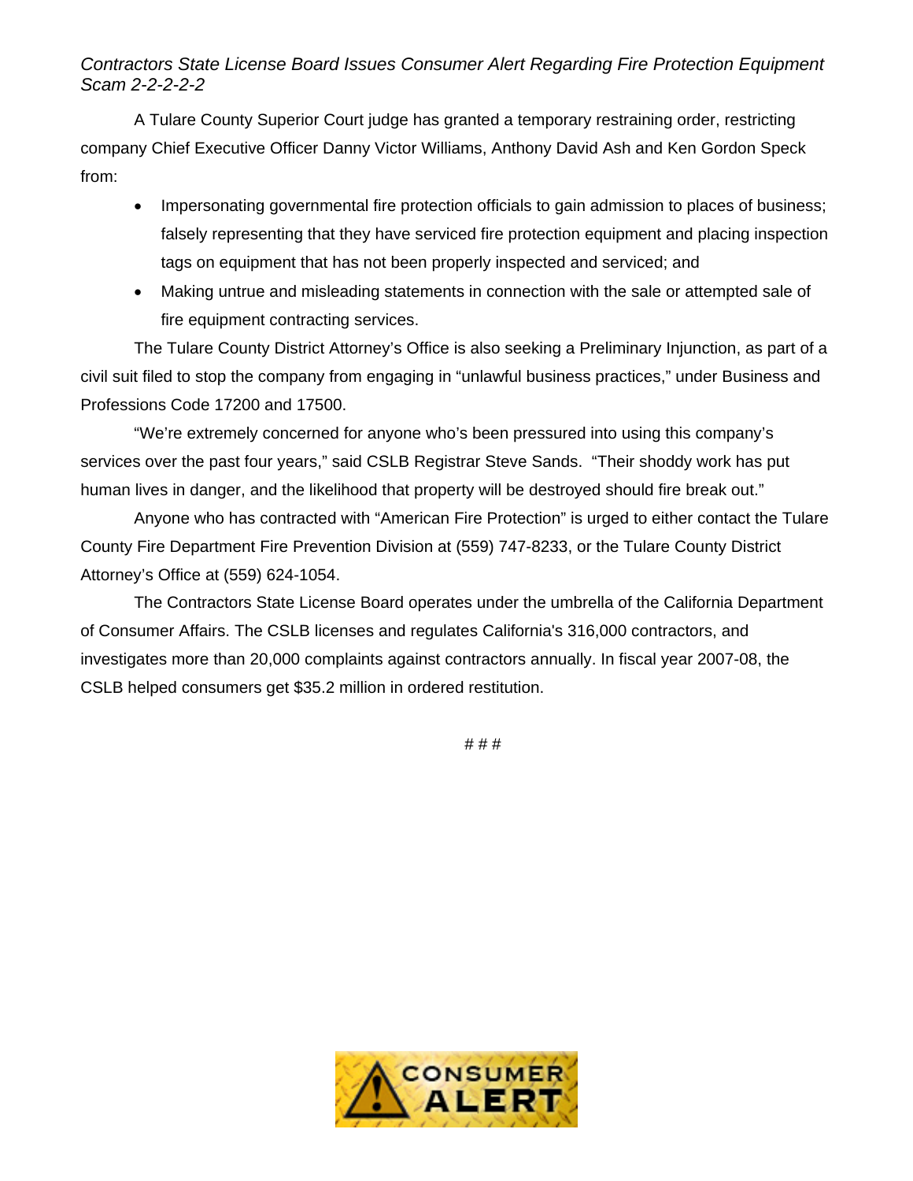*Contractors State License Board Issues Consumer Alert Regarding Fire Protection Equipment Scam 2-2-2-2-2*

A Tulare County Superior Court judge has granted a temporary restraining order, restricting company Chief Executive Officer Danny Victor Williams, Anthony David Ash and Ken Gordon Speck from:

- Impersonating governmental fire protection officials to gain admission to places of business; falsely representing that they have serviced fire protection equipment and placing inspection tags on equipment that has not been properly inspected and serviced; and
- Making untrue and misleading statements in connection with the sale or attempted sale of fire equipment contracting services.

The Tulare County District Attorney's Office is also seeking a Preliminary Injunction, as part of a civil suit filed to stop the company from engaging in "unlawful business practices," under Business and Professions Code 17200 and 17500.

"We're extremely concerned for anyone who's been pressured into using this company's services over the past four years," said CSLB Registrar Steve Sands. "Their shoddy work has put human lives in danger, and the likelihood that property will be destroyed should fire break out."

Anyone who has contracted with "American Fire Protection" is urged to either contact the Tulare County Fire Department Fire Prevention Division at (559) 747-8233, or the Tulare County District Attorney's Office at (559) 624-1054.

The Contractors State License Board operates under the umbrella of the California Department of Consumer Affairs. The CSLB licenses and regulates California's 316,000 contractors, and investigates more than 20,000 complaints against contractors annually. In fiscal year 2007-08, the CSLB helped consumers get $35.2 million in ordered restitution.

# # #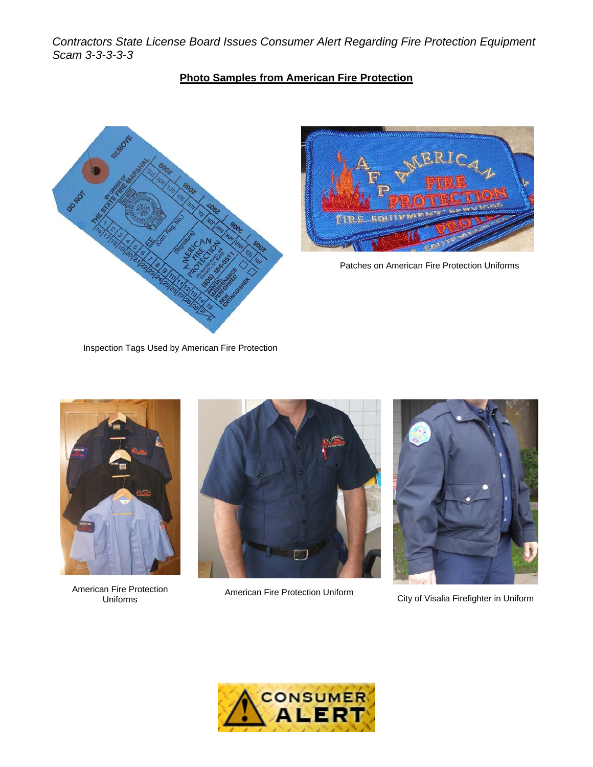*Contractors State License Board Issues Consumer Alert Regarding Fire Protection Equipment Scam 3-3-3-3-3*

**Photo Samples from American Fire Protection**

Inspection Tags Used by American Fire Protection

Patches on American Fire Protection Uniforms

American Fire Protection Uniforms

American Fire Protection Uniform

City of Visalia Firefighter in Uniform

CONSUMER ALERT